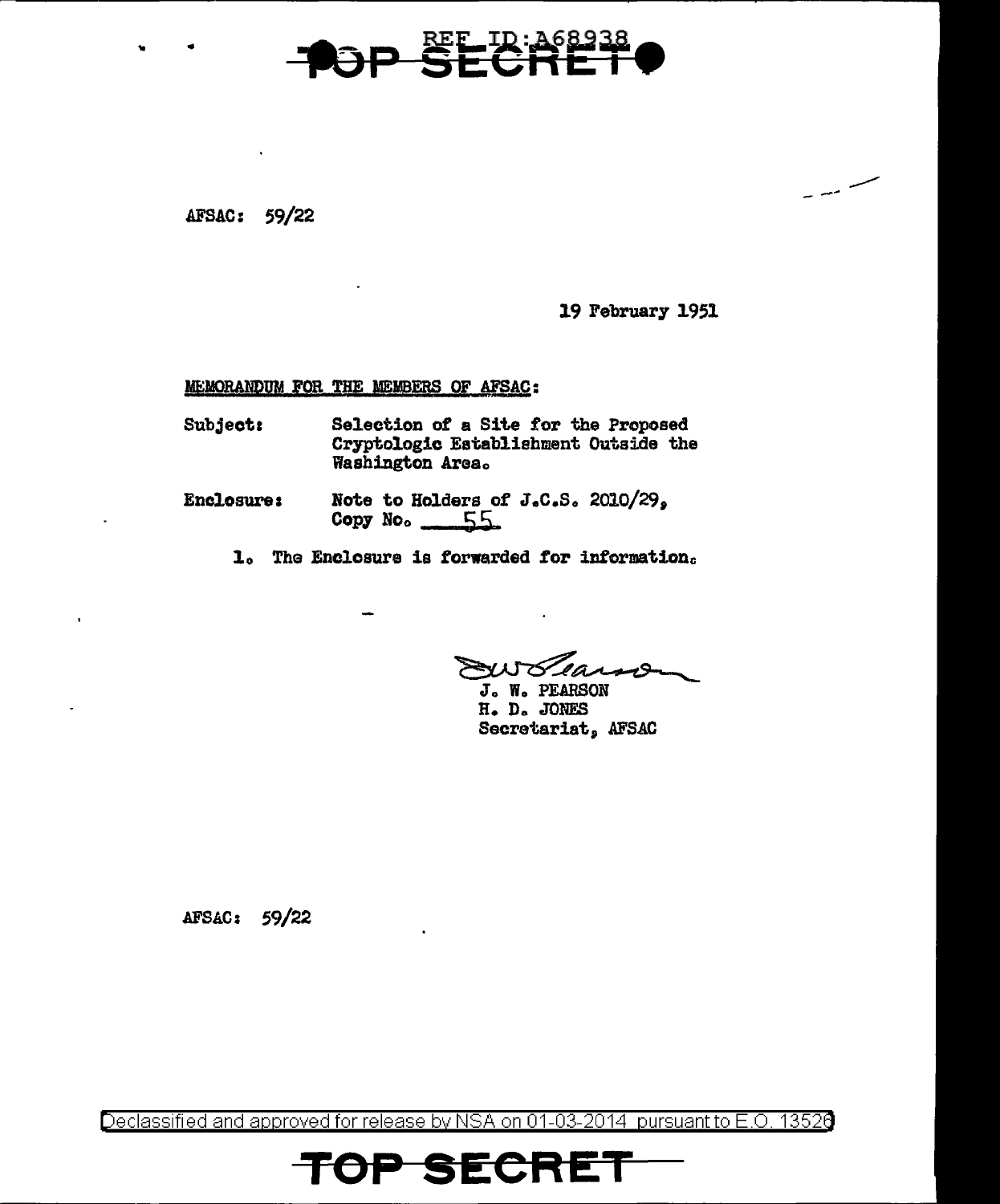REF ID:A68938

TOP SECRET

AFSAC: 59/22

19 February 1951

MEMORANDUM FOR THE MEMBERS OF AFSAC:

Subject: Selection of a Site for the Proposed Cryptologic Establishment Outside the Washington Area.

Enclosure: Note to Holders of J.C.S. 2010/29, Copy No. 55

1. The Enclosure is forwarded for information.

J. W. PEARSON
H. D. JONES
Secretariat, AFSAC

AFSAC: 59/22

Declassified and approved for release by NSA on 01-03-2014 pursuant to E.O. 13526

TOP SECRET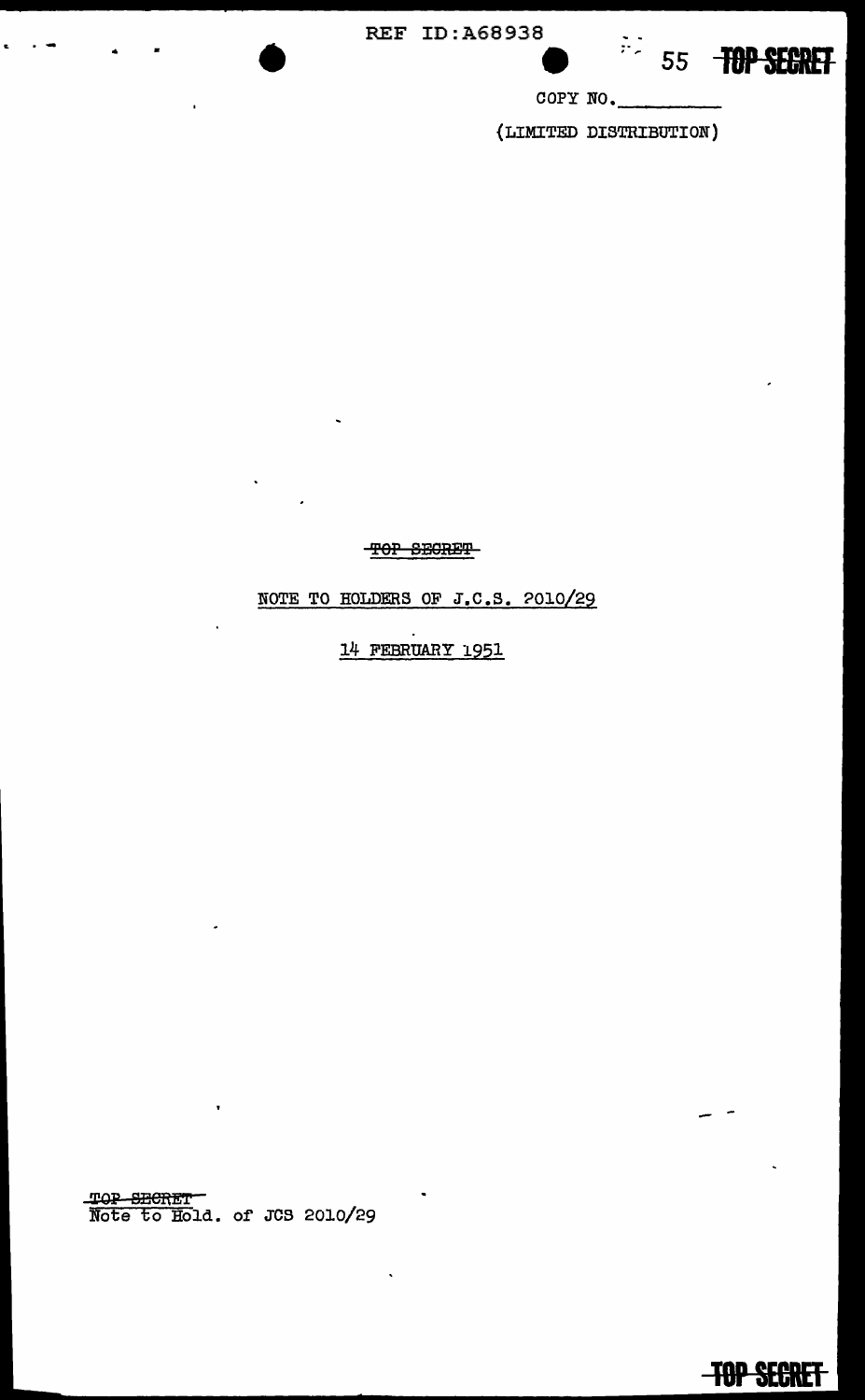COPY NO.\_\_\_\_\_\_\_\_\_

(LIMITED DISTRIBUTION)

~~TOP SECRET~~

NOTE TO HOLDERS OF J.C.S. 2010/29

14 FEBRUARY 1951

~~TOP SECRET~~
Note to Hold. of JCS 2010/29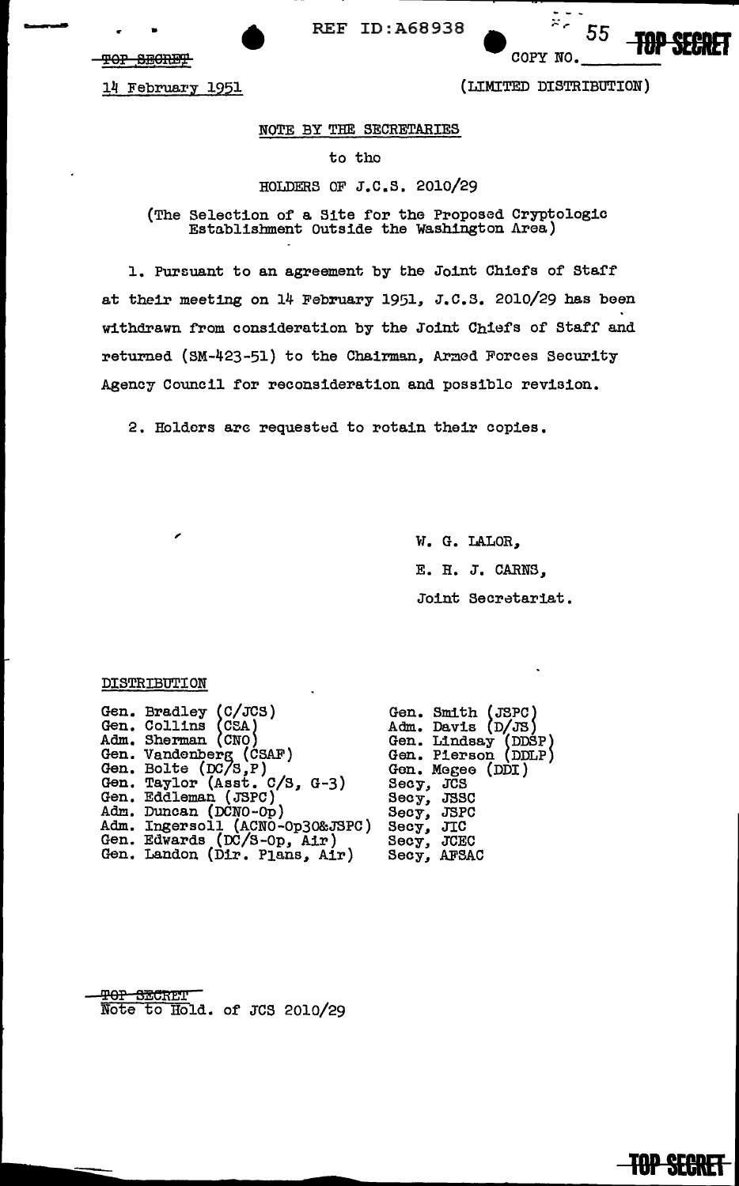REF ID:A68938

TOP SECRET

COPY NO. 55

14 February 1951

(LIMITED DISTRIBUTION)

NOTE BY THE SECRETARIES

to the

HOLDERS OF J.C.S. 2010/29

(The Selection of a Site for the Proposed Cryptologic Establishment Outside the Washington Area)

1. Pursuant to an agreement by the Joint Chiefs of Staff at their meeting on 14 February 1951, J.C.S. 2010/29 has been withdrawn from consideration by the Joint Chiefs of Staff and returned (SM-423-51) to the Chairman, Armed Forces Security Agency Council for reconsideration and possible revision.

2. Holders are requested to retain their copies.

W. G. LALOR,

E. H. J. CARNS,

Joint Secretariat.

DISTRIBUTION

| | |
|---|---|
| Gen. Bradley (C/JCS) | Gen. Smith (JSPC) |
| Gen. Collins (CSA) | Adm. Davis (D/JS) |
| Adm. Sherman (CNO) | Gen. Lindsay (DDSP) |
| Gen. Vandenberg (CSAF) | Gen. Pierson (DDLP) |
| Gen. Bolte (DC/S,P) | Gen. Megee (DDI) |
| Gen. Taylor (Asst. C/S, G-3) | Secy, JCS |
| Gen. Eddleman (JSPC) | Secy, JSSC |
| Adm. Duncan (DCNO-Op) | Secy, JSPC |
| Adm. Ingersoll (ACNO-Op30&JSPC) | Secy, JIC |
| Gen. Edwards (DC/S-Op, Air) | Secy, JCEC |
| Gen. Landon (Dir. Plans, Air) | Secy, AFSAC |

TOP SECRET

Note to Hold. of JCS 2010/29

TOP SECRET